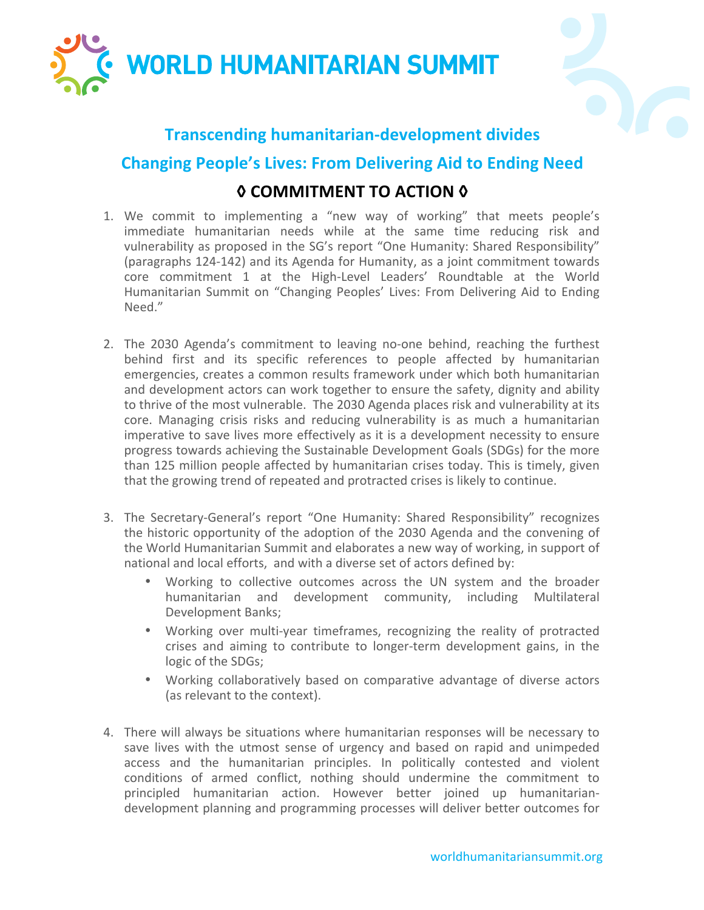# WORLD HUMANITARIAN SUMMIT

## Transcending humanitarian-development divides

## Changing People's Lives: From Delivering Aid to Ending Need

### ◊ COMMITMENT TO ACTION ◊

1. We commit to implementing a "new way of working" that meets people's immediate humanitarian needs while at the same time reducing risk and vulnerability as proposed in the SG's report "One Humanity: Shared Responsibility" (paragraphs 124-142) and its Agenda for Humanity, as a joint commitment towards core commitment 1 at the High-Level Leaders' Roundtable at the World Humanitarian Summit on "Changing Peoples' Lives: From Delivering Aid to Ending Need."

2. The 2030 Agenda's commitment to leaving no-one behind, reaching the furthest behind first and its specific references to people affected by humanitarian emergencies, creates a common results framework under which both humanitarian and development actors can work together to ensure the safety, dignity and ability to thrive of the most vulnerable. The 2030 Agenda places risk and vulnerability at its core. Managing crisis risks and reducing vulnerability is as much a humanitarian imperative to save lives more effectively as it is a development necessity to ensure progress towards achieving the Sustainable Development Goals (SDGs) for the more than 125 million people affected by humanitarian crises today. This is timely, given that the growing trend of repeated and protracted crises is likely to continue.

3. The Secretary-General's report "One Humanity: Shared Responsibility" recognizes the historic opportunity of the adoption of the 2030 Agenda and the convening of the World Humanitarian Summit and elaborates a new way of working, in support of national and local efforts, and with a diverse set of actors defined by:
   - Working to collective outcomes across the UN system and the broader humanitarian and development community, including Multilateral Development Banks;
   - Working over multi-year timeframes, recognizing the reality of protracted crises and aiming to contribute to longer-term development gains, in the logic of the SDGs;
   - Working collaboratively based on comparative advantage of diverse actors (as relevant to the context).

4. There will always be situations where humanitarian responses will be necessary to save lives with the utmost sense of urgency and based on rapid and unimpeded access and the humanitarian principles. In politically contested and violent conditions of armed conflict, nothing should undermine the commitment to principled humanitarian action. However better joined up humanitarian-development planning and programming processes will deliver better outcomes for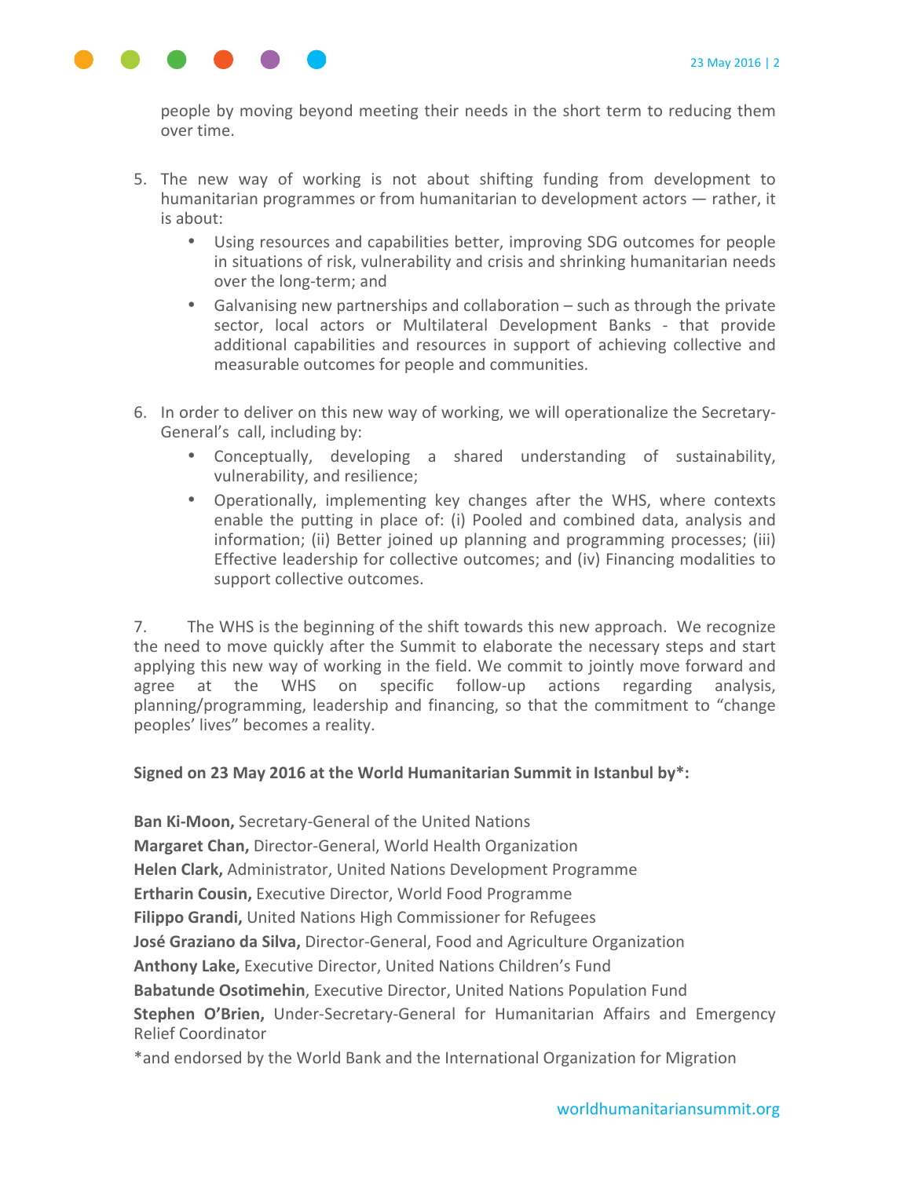people by moving beyond meeting their needs in the short term to reducing them over time.

5. The new way of working is not about shifting funding from development to humanitarian programmes or from humanitarian to development actors — rather, it is about:
   - Using resources and capabilities better, improving SDG outcomes for people in situations of risk, vulnerability and crisis and shrinking humanitarian needs over the long-term; and
   - Galvanising new partnerships and collaboration – such as through the private sector, local actors or Multilateral Development Banks - that provide additional capabilities and resources in support of achieving collective and measurable outcomes for people and communities.

6. In order to deliver on this new way of working, we will operationalize the Secretary-General's call, including by:
   - Conceptually, developing a shared understanding of sustainability, vulnerability, and resilience;
   - Operationally, implementing key changes after the WHS, where contexts enable the putting in place of: (i) Pooled and combined data, analysis and information; (ii) Better joined up planning and programming processes; (iii) Effective leadership for collective outcomes; and (iv) Financing modalities to support collective outcomes.

7. The WHS is the beginning of the shift towards this new approach. We recognize the need to move quickly after the Summit to elaborate the necessary steps and start applying this new way of working in the field. We commit to jointly move forward and agree at the WHS on specific follow-up actions regarding analysis, planning/programming, leadership and financing, so that the commitment to "change peoples' lives" becomes a reality.

**Signed on 23 May 2016 at the World Humanitarian Summit in Istanbul by*:**

**Ban Ki-Moon,** Secretary-General of the United Nations
**Margaret Chan,** Director-General, World Health Organization
**Helen Clark,** Administrator, United Nations Development Programme
**Ertharin Cousin,** Executive Director, World Food Programme
**Filippo Grandi,** United Nations High Commissioner for Refugees
**José Graziano da Silva,** Director-General, Food and Agriculture Organization
**Anthony Lake,** Executive Director, United Nations Children's Fund
**Babatunde Osotimehin**, Executive Director, United Nations Population Fund
**Stephen O'Brien,** Under-Secretary-General for Humanitarian Affairs and Emergency Relief Coordinator
*and endorsed by the World Bank and the International Organization for Migration

worldhumanitariansummit.org